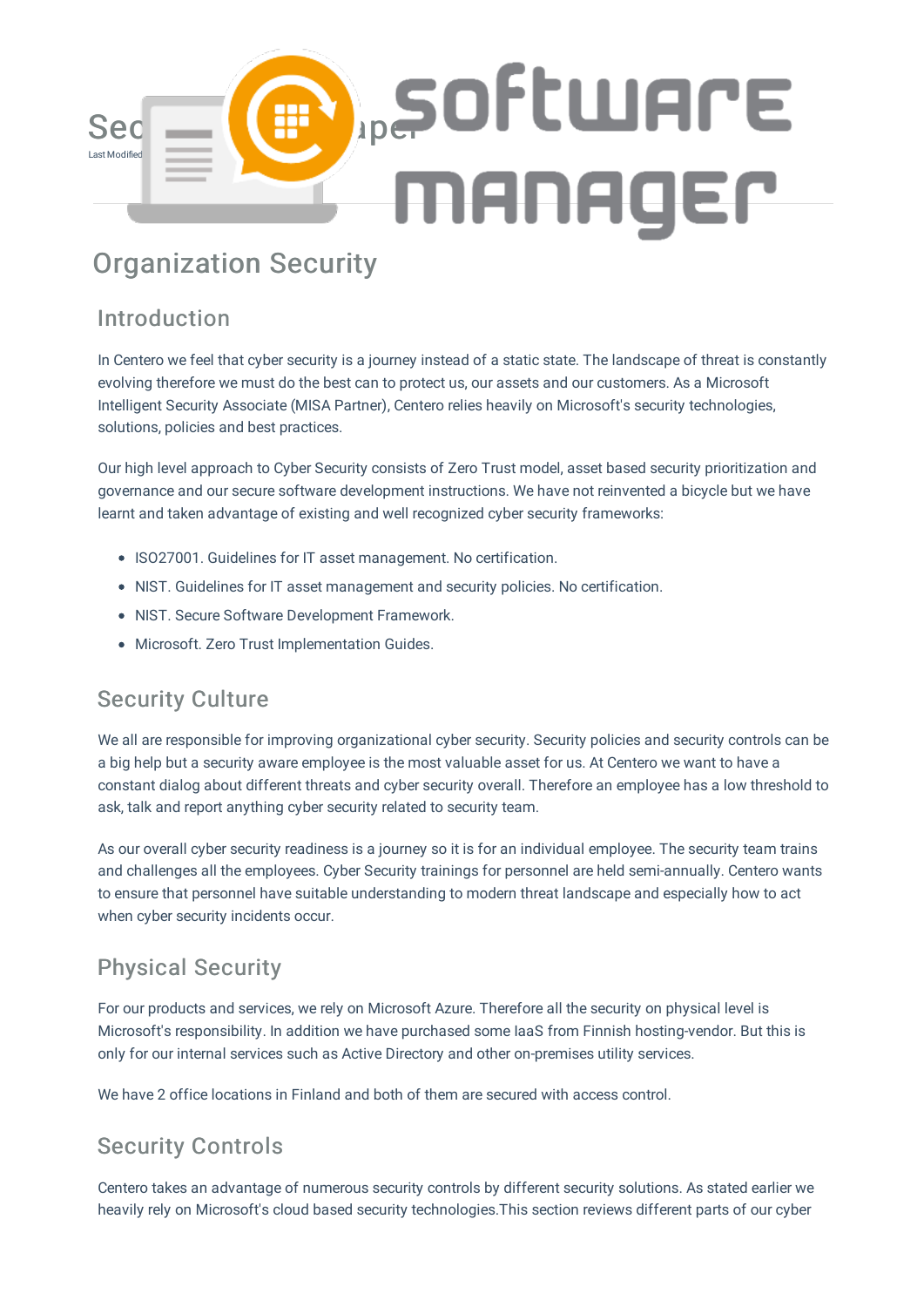# Security Whitepaper

Last Modified

## Organization Security

### Introduction

In Centero we feel that cyber security is a journey instead of a static state. The landscape of threat is constantly evolving therefore we must do the best can to protect us, our assets and our customers. As a Microsoft Intelligent Security Associate (MISA Partner), Centero relies heavily on Microsoft's security technologies, solutions, policies and best practices.

Our high level approach to Cyber Security consists of Zero Trust model, asset based security prioritization and governance and our secure software development instructions. We have not reinvented a bicycle but we have learnt and taken advantage of existing and well recognized cyber security frameworks:

- ISO27001. Guidelines for IT asset management. No certification.
- NIST. Guidelines for IT asset management and security policies. No certification.
- NIST. Secure Software Development Framework.
- Microsoft. Zero Trust Implementation Guides.

### Security Culture

We all are responsible for improving organizational cyber security. Security policies and security controls can be a big help but a security aware employee is the most valuable asset for us. At Centero we want to have a constant dialog about different threats and cyber security overall. Therefore an employee has a low threshold to ask, talk and report anything cyber security related to security team.

As our overall cyber security readiness is a journey so it is for an individual employee. The security team trains and challenges all the employees. Cyber Security trainings for personnel are held semi-annually. Centero wants to ensure that personnel have suitable understanding to modern threat landscape and especially how to act when cyber security incidents occur.

### Physical Security

For our products and services, we rely on Microsoft Azure. Therefore all the security on physical level is Microsoft's responsibility. In addition we have purchased some IaaS from Finnish hosting-vendor. But this is only for our internal services such as Active Directory and other on-premises utility services.

We have 2 office locations in Finland and both of them are secured with access control.

### Security Controls

Centero takes an advantage of numerous security controls by different security solutions. As stated earlier we heavily rely on Microsoft's cloud based security technologies.This section reviews different parts of our cyber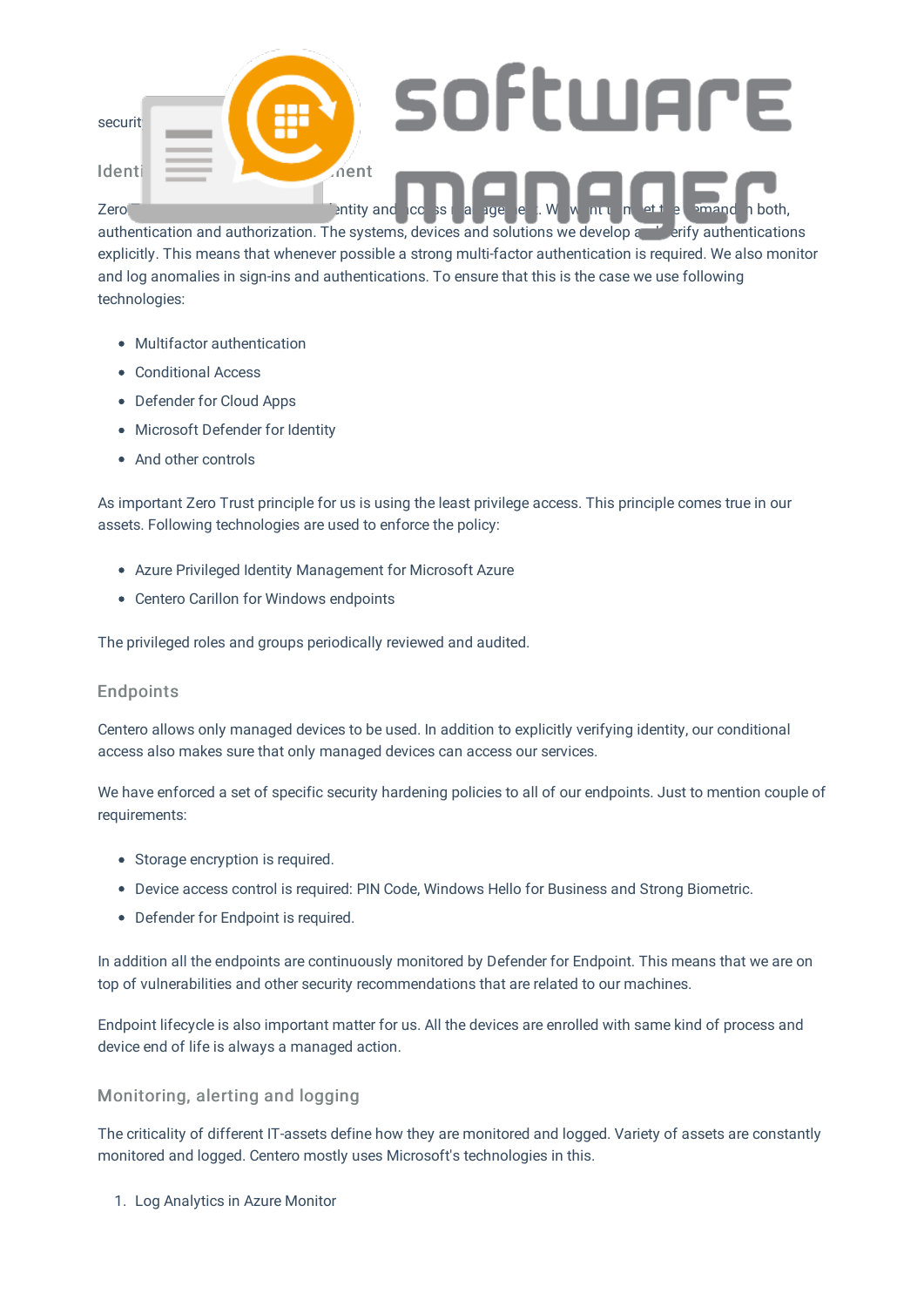securit

## Identity and access management

Zero Trust ... entity and access management. We want to meet the demand in both, authentication and authorization. The systems, devices and solutions we develop and verify authentications explicitly. This means that whenever possible a strong multi-factor authentication is required. We also monitor and log anomalies in sign-ins and authentications. To ensure that this is the case we use following technologies:

- Multifactor authentication
- Conditional Access
- Defender for Cloud Apps
- Microsoft Defender for Identity
- And other controls

As important Zero Trust principle for us is using the least privilege access. This principle comes true in our assets. Following technologies are used to enforce the policy:

- Azure Privileged Identity Management for Microsoft Azure
- Centero Carillon for Windows endpoints

The privileged roles and groups periodically reviewed and audited.

## Endpoints

Centero allows only managed devices to be used. In addition to explicitly verifying identity, our conditional access also makes sure that only managed devices can access our services.

We have enforced a set of specific security hardening policies to all of our endpoints. Just to mention couple of requirements:

- Storage encryption is required.
- Device access control is required: PIN Code, Windows Hello for Business and Strong Biometric.
- Defender for Endpoint is required.

In addition all the endpoints are continuously monitored by Defender for Endpoint. This means that we are on top of vulnerabilities and other security recommendations that are related to our machines.

Endpoint lifecycle is also important matter for us. All the devices are enrolled with same kind of process and device end of life is always a managed action.

## Monitoring, alerting and logging

The criticality of different IT-assets define how they are monitored and logged. Variety of assets are constantly monitored and logged. Centero mostly uses Microsoft's technologies in this.

1. Log Analytics in Azure Monitor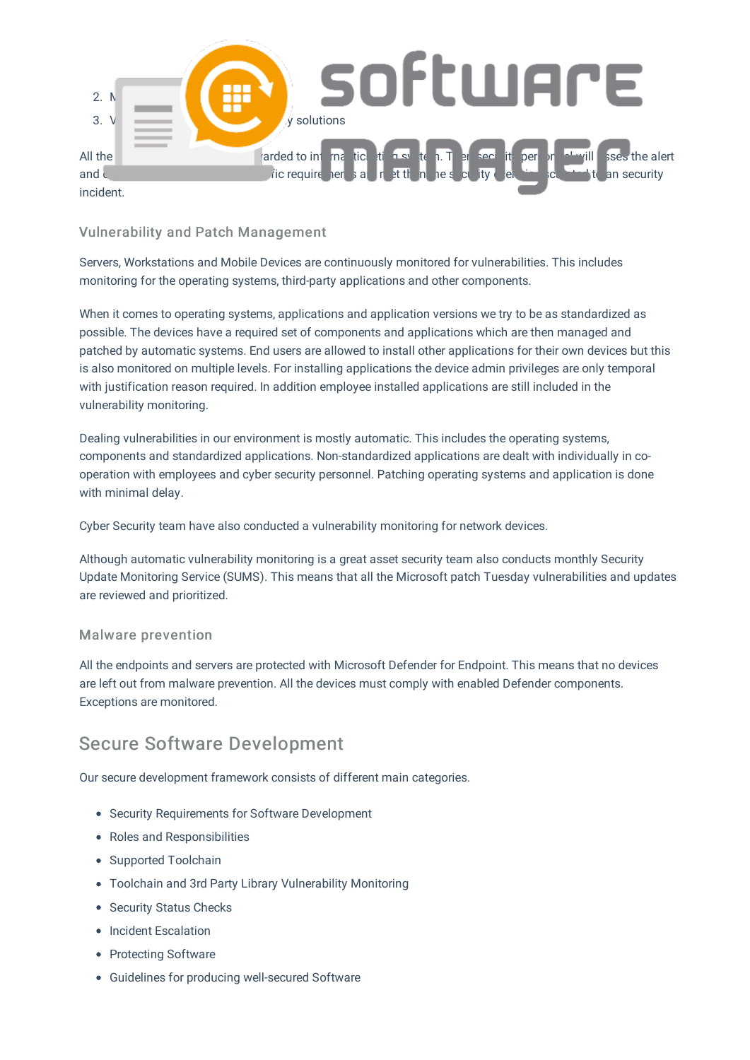2. M
3. V y solutions

All the arded to in . T will sses the alert and c ic require t th n the s t an security incident.

### Vulnerability and Patch Management

Servers, Workstations and Mobile Devices are continuously monitored for vulnerabilities. This includes monitoring for the operating systems, third-party applications and other components.

When it comes to operating systems, applications and application versions we try to be as standardized as possible. The devices have a required set of components and applications which are then managed and patched by automatic systems. End users are allowed to install other applications for their own devices but this is also monitored on multiple levels. For installing applications the device admin privileges are only temporal with justification reason required. In addition employee installed applications are still included in the vulnerability monitoring.

Dealing vulnerabilities in our environment is mostly automatic. This includes the operating systems, components and standardized applications. Non-standardized applications are dealt with individually in co-operation with employees and cyber security personnel. Patching operating systems and application is done with minimal delay.

Cyber Security team have also conducted a vulnerability monitoring for network devices.

Although automatic vulnerability monitoring is a great asset security team also conducts monthly Security Update Monitoring Service (SUMS). This means that all the Microsoft patch Tuesday vulnerabilities and updates are reviewed and prioritized.

### Malware prevention

All the endpoints and servers are protected with Microsoft Defender for Endpoint. This means that no devices are left out from malware prevention. All the devices must comply with enabled Defender components. Exceptions are monitored.

## Secure Software Development

Our secure development framework consists of different main categories.

- Security Requirements for Software Development
- Roles and Responsibilities
- Supported Toolchain
- Toolchain and 3rd Party Library Vulnerability Monitoring
- Security Status Checks
- Incident Escalation
- Protecting Software
- Guidelines for producing well-secured Software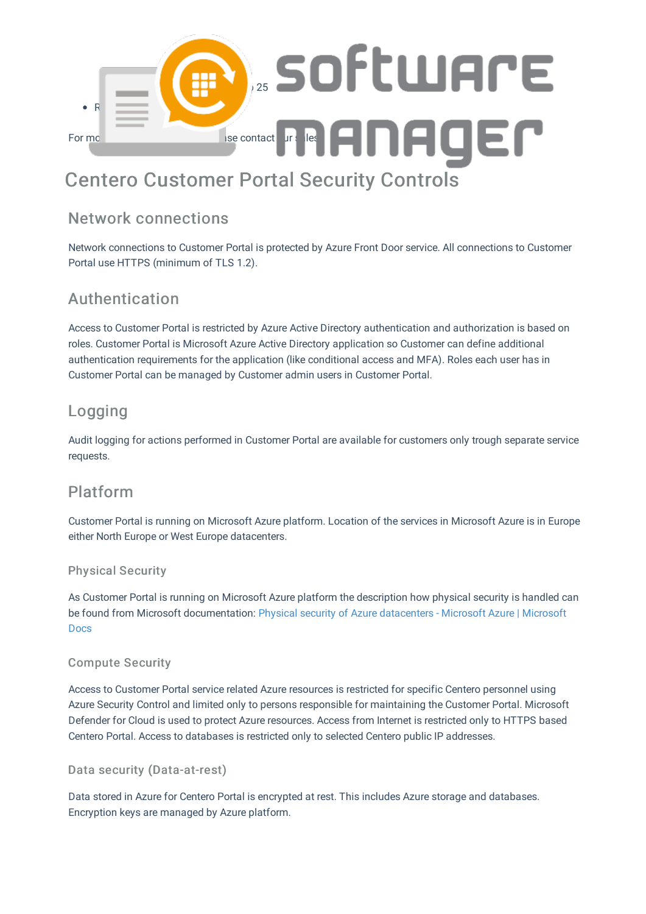# Centero Customer Portal Security Controls

## Network connections

Network connections to Customer Portal is protected by Azure Front Door service. All connections to Customer Portal use HTTPS (minimum of TLS 1.2).

## Authentication

Access to Customer Portal is restricted by Azure Active Directory authentication and authorization is based on roles. Customer Portal is Microsoft Azure Active Directory application so Customer can define additional authentication requirements for the application (like conditional access and MFA). Roles each user has in Customer Portal can be managed by Customer admin users in Customer Portal.

## Logging

Audit logging for actions performed in Customer Portal are available for customers only trough separate service requests.

## Platform

Customer Portal is running on Microsoft Azure platform. Location of the services in Microsoft Azure is in Europe either North Europe or West Europe datacenters.

### Physical Security

As Customer Portal is running on Microsoft Azure platform the description how physical security is handled can be found from Microsoft documentation: Physical security of Azure datacenters - Microsoft Azure | Microsoft Docs

### Compute Security

Access to Customer Portal service related Azure resources is restricted for specific Centero personnel using Azure Security Control and limited only to persons responsible for maintaining the Customer Portal. Microsoft Defender for Cloud is used to protect Azure resources. Access from Internet is restricted only to HTTPS based Centero Portal. Access to databases is restricted only to selected Centero public IP addresses.

### Data security (Data-at-rest)

Data stored in Azure for Centero Portal is encrypted at rest. This includes Azure storage and databases. Encryption keys are managed by Azure platform.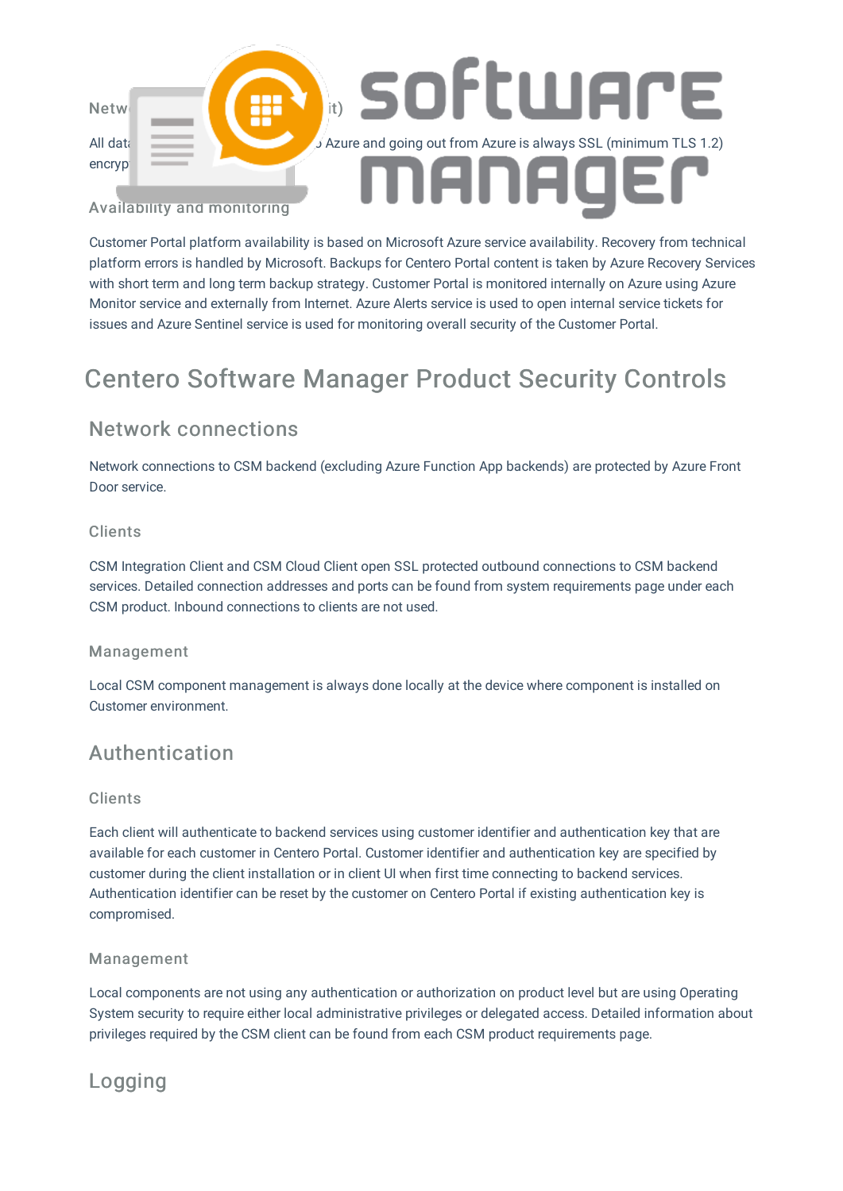### Netw... ...it)

All data ... Azure and going out from Azure is always SSL (minimum TLS 1.2) encryp...

### Availability and monitoring

Customer Portal platform availability is based on Microsoft Azure service availability. Recovery from technical platform errors is handled by Microsoft. Backups for Centero Portal content is taken by Azure Recovery Services with short term and long term backup strategy. Customer Portal is monitored internally on Azure using Azure Monitor service and externally from Internet. Azure Alerts service is used to open internal service tickets for issues and Azure Sentinel service is used for monitoring overall security of the Customer Portal.

# Centero Software Manager Product Security Controls

## Network connections

Network connections to CSM backend (excluding Azure Function App backends) are protected by Azure Front Door service.

### Clients

CSM Integration Client and CSM Cloud Client open SSL protected outbound connections to CSM backend services. Detailed connection addresses and ports can be found from system requirements page under each CSM product. Inbound connections to clients are not used.

### Management

Local CSM component management is always done locally at the device where component is installed on Customer environment.

## Authentication

### Clients

Each client will authenticate to backend services using customer identifier and authentication key that are available for each customer in Centero Portal. Customer identifier and authentication key are specified by customer during the client installation or in client UI when first time connecting to backend services. Authentication identifier can be reset by the customer on Centero Portal if existing authentication key is compromised.

### Management

Local components are not using any authentication or authorization on product level but are using Operating System security to require either local administrative privileges or delegated access. Detailed information about privileges required by the CSM client can be found from each CSM product requirements page.

## Logging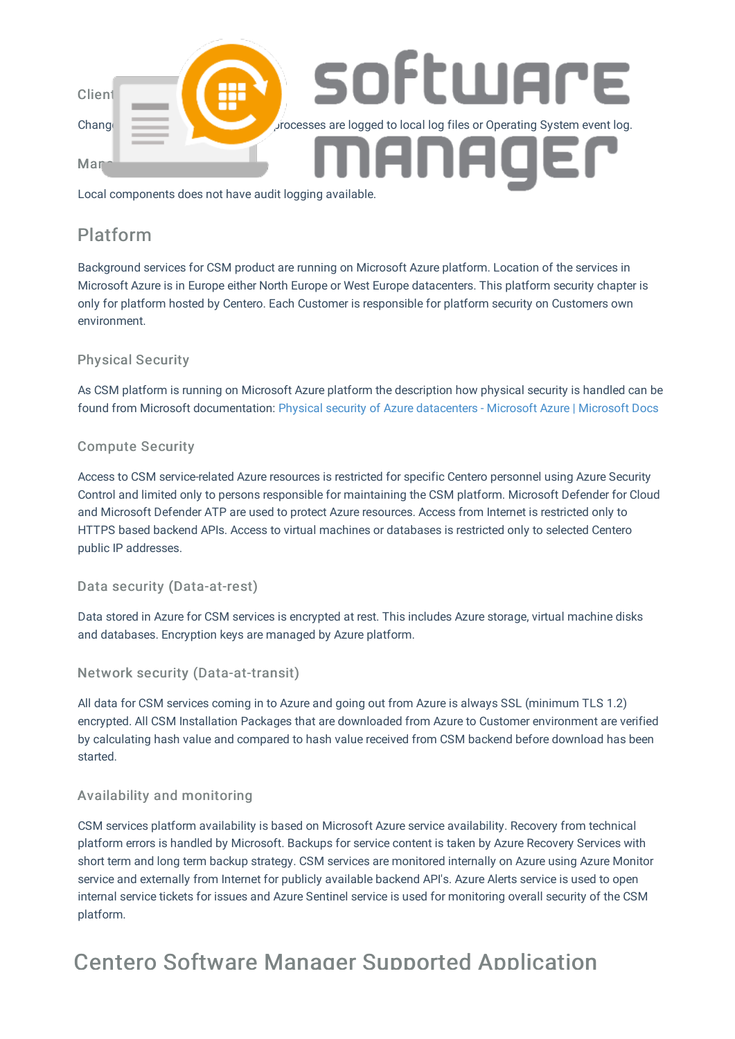### Client

Chang... processes are logged to local log files or Operating System event log.

### Man...

Local components does not have audit logging available.

## Platform

Background services for CSM product are running on Microsoft Azure platform. Location of the services in Microsoft Azure is in Europe either North Europe or West Europe datacenters. This platform security chapter is only for platform hosted by Centero. Each Customer is responsible for platform security on Customers own environment.

### Physical Security

As CSM platform is running on Microsoft Azure platform the description how physical security is handled can be found from Microsoft documentation: Physical security of Azure datacenters - Microsoft Azure | Microsoft Docs

### Compute Security

Access to CSM service-related Azure resources is restricted for specific Centero personnel using Azure Security Control and limited only to persons responsible for maintaining the CSM platform. Microsoft Defender for Cloud and Microsoft Defender ATP are used to protect Azure resources. Access from Internet is restricted only to HTTPS based backend APIs. Access to virtual machines or databases is restricted only to selected Centero public IP addresses.

### Data security (Data-at-rest)

Data stored in Azure for CSM services is encrypted at rest. This includes Azure storage, virtual machine disks and databases. Encryption keys are managed by Azure platform.

### Network security (Data-at-transit)

All data for CSM services coming in to Azure and going out from Azure is always SSL (minimum TLS 1.2) encrypted. All CSM Installation Packages that are downloaded from Azure to Customer environment are verified by calculating hash value and compared to hash value received from CSM backend before download has been started.

### Availability and monitoring

CSM services platform availability is based on Microsoft Azure service availability. Recovery from technical platform errors is handled by Microsoft. Backups for service content is taken by Azure Recovery Services with short term and long term backup strategy. CSM services are monitored internally on Azure using Azure Monitor service and externally from Internet for publicly available backend API's. Azure Alerts service is used to open internal service tickets for issues and Azure Sentinel service is used for monitoring overall security of the CSM platform.

# Centero Software Manager Supported Application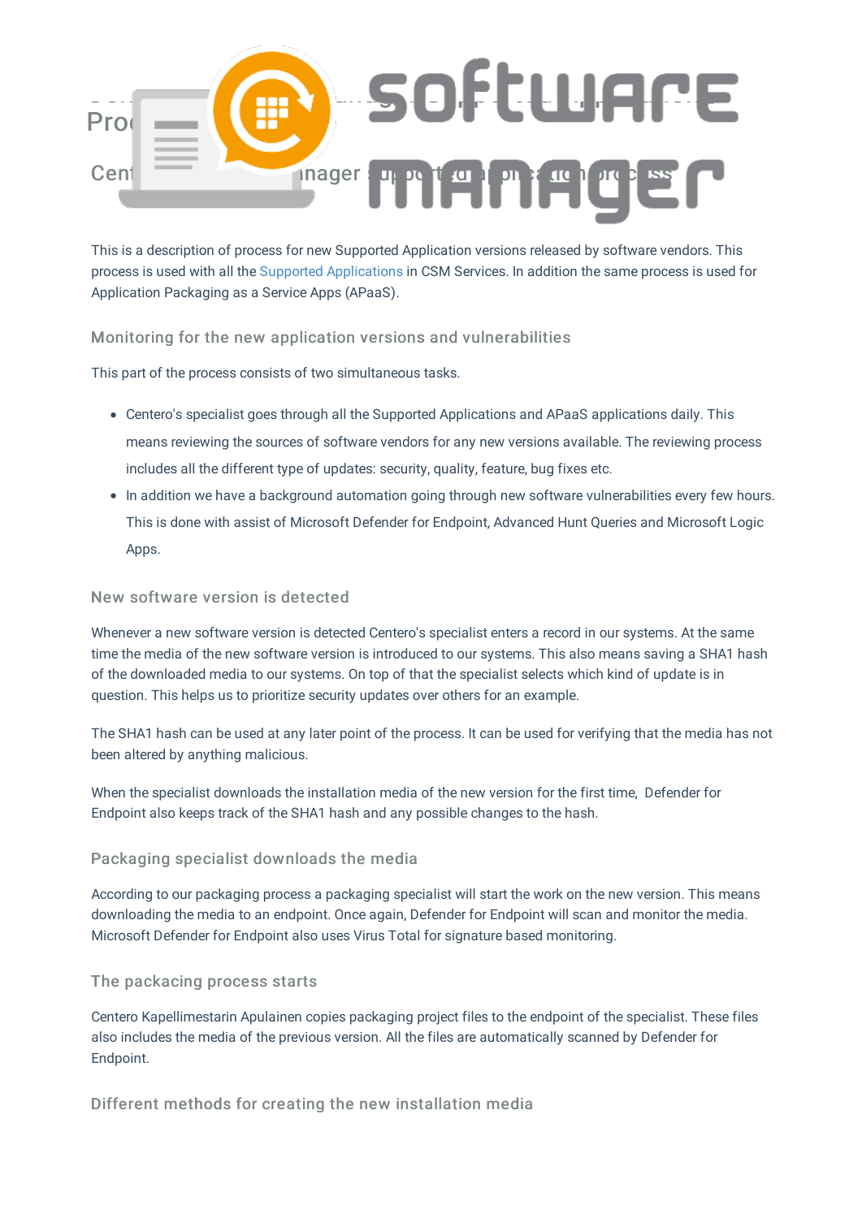# Process

## Centero Software Manager supported application process

This is a description of process for new Supported Application versions released by software vendors. This process is used with all the Supported Applications in CSM Services. In addition the same process is used for Application Packaging as a Service Apps (APaaS).

### Monitoring for the new application versions and vulnerabilities

This part of the process consists of two simultaneous tasks.

- Centero's specialist goes through all the Supported Applications and APaaS applications daily. This means reviewing the sources of software vendors for any new versions available. The reviewing process includes all the different type of updates: security, quality, feature, bug fixes etc.
- In addition we have a background automation going through new software vulnerabilities every few hours. This is done with assist of Microsoft Defender for Endpoint, Advanced Hunt Queries and Microsoft Logic Apps.

### New software version is detected

Whenever a new software version is detected Centero's specialist enters a record in our systems. At the same time the media of the new software version is introduced to our systems. This also means saving a SHA1 hash of the downloaded media to our systems. On top of that the specialist selects which kind of update is in question. This helps us to prioritize security updates over others for an example.

The SHA1 hash can be used at any later point of the process. It can be used for verifying that the media has not been altered by anything malicious.

When the specialist downloads the installation media of the new version for the first time, Defender for Endpoint also keeps track of the SHA1 hash and any possible changes to the hash.

### Packaging specialist downloads the media

According to our packaging process a packaging specialist will start the work on the new version. This means downloading the media to an endpoint. Once again, Defender for Endpoint will scan and monitor the media. Microsoft Defender for Endpoint also uses Virus Total for signature based monitoring.

### The packacing process starts

Centero Kapellimestarin Apulainen copies packaging project files to the endpoint of the specialist. These files also includes the media of the previous version. All the files are automatically scanned by Defender for Endpoint.

### Different methods for creating the new installation media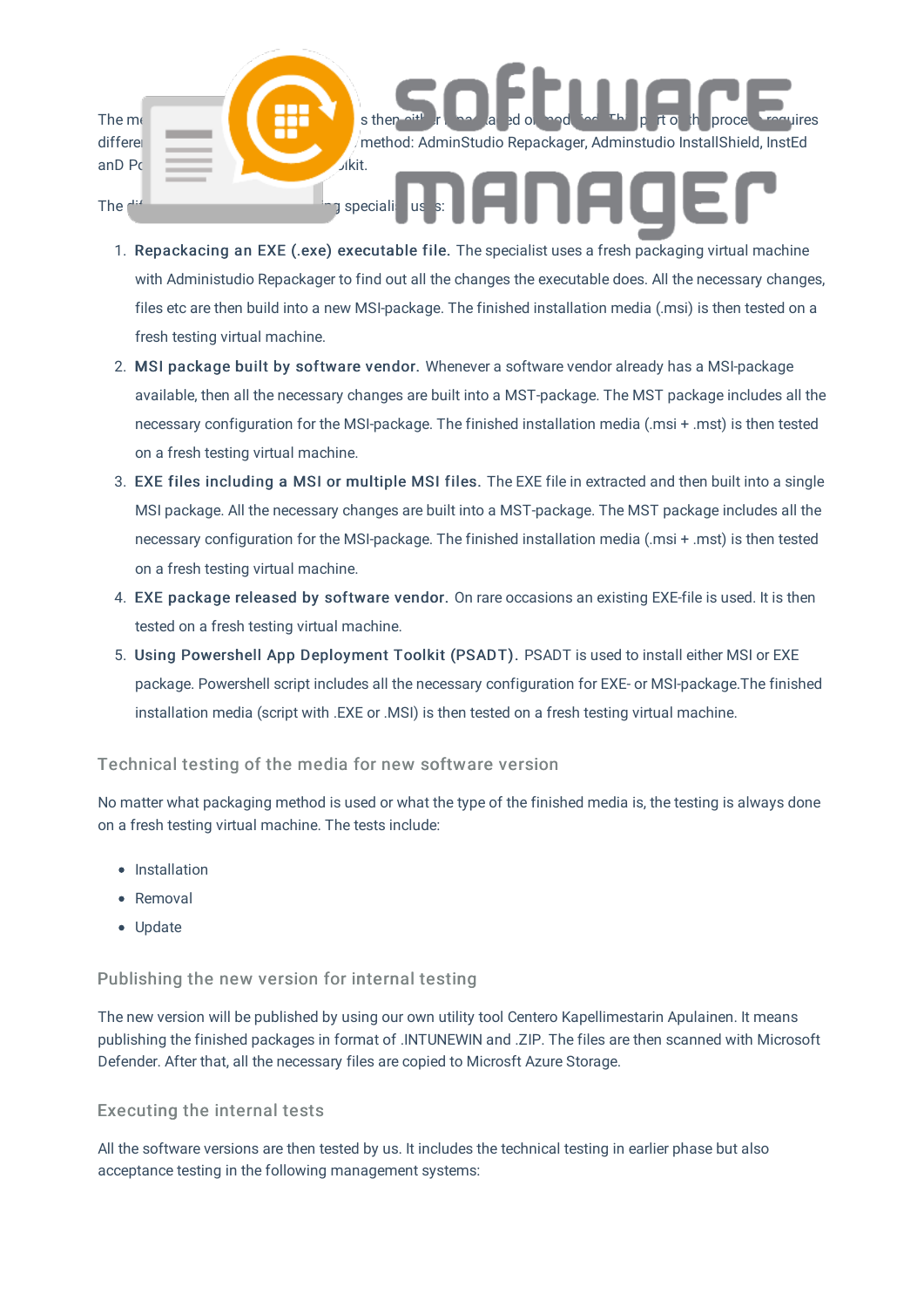The m... s then eith... r ...aged or modified. Th... part of th... process requires differe... method: AdminStudio Repackager, Adminstudio InstallShield, InstEd anD Po... olkit.

The dif... ...g speciali... us... s:

1. **Repackacing an EXE (.exe) executable file.** The specialist uses a fresh packaging virtual machine with Administudio Repackager to find out all the changes the executable does. All the necessary changes, files etc are then build into a new MSI-package. The finished installation media (.msi) is then tested on a fresh testing virtual machine.
2. **MSI package built by software vendor.** Whenever a software vendor already has a MSI-package available, then all the necessary changes are built into a MST-package. The MST package includes all the necessary configuration for the MSI-package. The finished installation media (.msi + .mst) is then tested on a fresh testing virtual machine.
3. **EXE files including a MSI or multiple MSI files.** The EXE file in extracted and then built into a single MSI package. All the necessary changes are built into a MST-package. The MST package includes all the necessary configuration for the MSI-package. The finished installation media (.msi + .mst) is then tested on a fresh testing virtual machine.
4. **EXE package released by software vendor.** On rare occasions an existing EXE-file is used. It is then tested on a fresh testing virtual machine.
5. **Using Powershell App Deployment Toolkit (PSADT).** PSADT is used to install either MSI or EXE package. Powershell script includes all the necessary configuration for EXE- or MSI-package.The finished installation media (script with .EXE or .MSI) is then tested on a fresh testing virtual machine.

### Technical testing of the media for new software version

No matter what packaging method is used or what the type of the finished media is, the testing is always done on a fresh testing virtual machine. The tests include:

- Installation
- Removal
- Update

### Publishing the new version for internal testing

The new version will be published by using our own utility tool Centero Kapellimestarin Apulainen. It means publishing the finished packages in format of .INTUNEWIN and .ZIP. The files are then scanned with Microsoft Defender. After that, all the necessary files are copied to Microsft Azure Storage.

### Executing the internal tests

All the software versions are then tested by us. It includes the technical testing in earlier phase but also acceptance testing in the following management systems: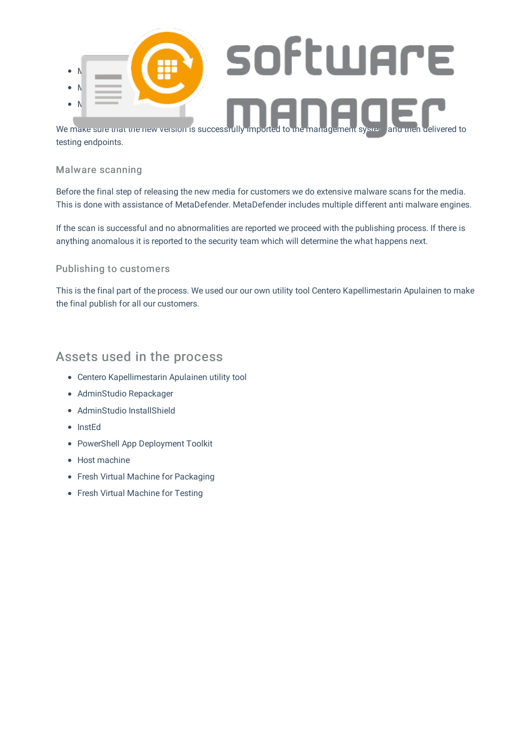- M
- M
- M

We make sure that the new version is successfully imported to the management system and then delivered to testing endpoints.

### Malware scanning

Before the final step of releasing the new media for customers we do extensive malware scans for the media. This is done with assistance of MetaDefender. MetaDefender includes multiple different anti malware engines.

If the scan is successful and no abnormalities are reported we proceed with the publishing process. If there is anything anomalous it is reported to the security team which will determine the what happens next.

### Publishing to customers

This is the final part of the process. We used our our own utility tool Centero Kapellimestarin Apulainen to make the final publish for all our customers.

## Assets used in the process

- Centero Kapellimestarin Apulainen utility tool
- AdminStudio Repackager
- AdminStudio InstallShield
- InstEd
- PowerShell App Deployment Toolkit
- Host machine
- Fresh Virtual Machine for Packaging
- Fresh Virtual Machine for Testing